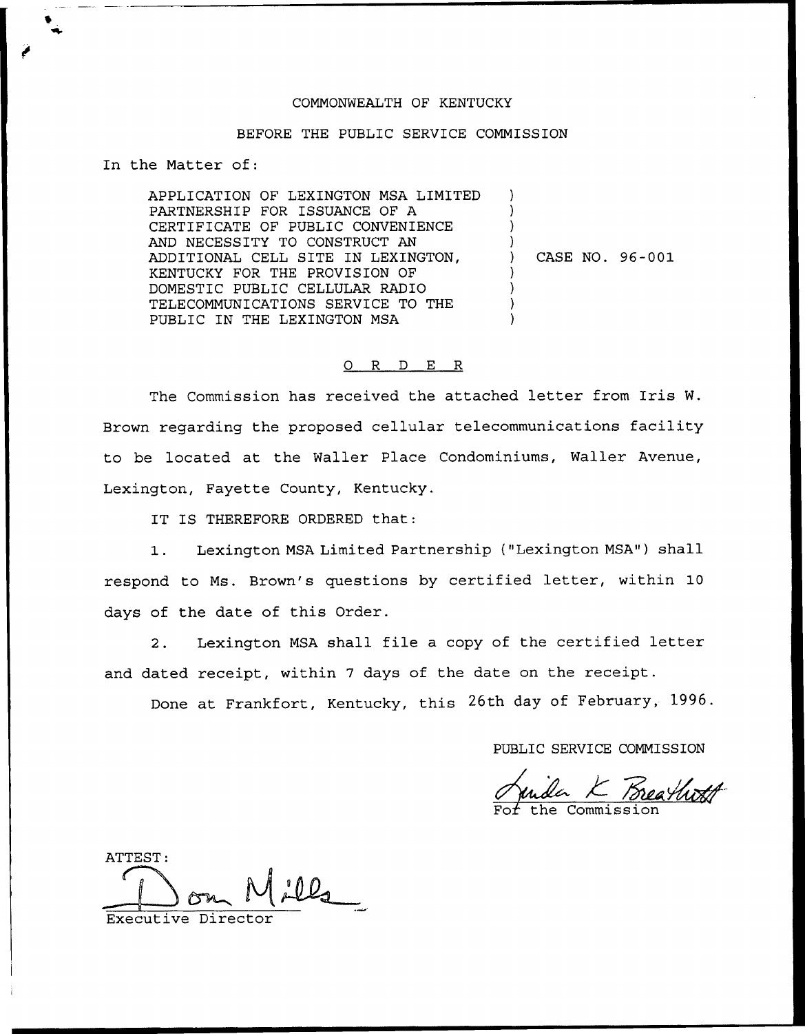COMMONWEALTH OF KENTUCKY

BEFORE THE PUBLIC SERVICE COMMISSION

In the Matter of:

| | | |
|---|---|---|
| APPLICATION OF LEXINGTON MSA LIMITED PARTNERSHIP FOR ISSUANCE OF A CERTIFICATE OF PUBLIC CONVENIENCE AND NECESSITY TO CONSTRUCT AN ADDITIONAL CELL SITE IN LEXINGTON, KENTUCKY FOR THE PROVISION OF DOMESTIC PUBLIC CELLULAR RADIO TELECOMMUNICATIONS SERVICE TO THE PUBLIC IN THE LEXINGTON MSA | ) | CASE NO. 96-001 |

## O R D E R

The Commission has received the attached letter from Iris W. Brown regarding the proposed cellular telecommunications facility to be located at the Waller Place Condominiums, Waller Avenue, Lexington, Fayette County, Kentucky.

IT IS THEREFORE ORDERED that:

1. Lexington MSA Limited Partnership ("Lexington MSA") shall respond to Ms. Brown's questions by certified letter, within 10 days of the date of this Order.

2. Lexington MSA shall file a copy of the certified letter and dated receipt, within 7 days of the date on the receipt.

Done at Frankfort, Kentucky, this 26th day of February, 1996.

PUBLIC SERVICE COMMISSION

Linda K. Breathitt

For the Commission

ATTEST:

Don Mills

Executive Director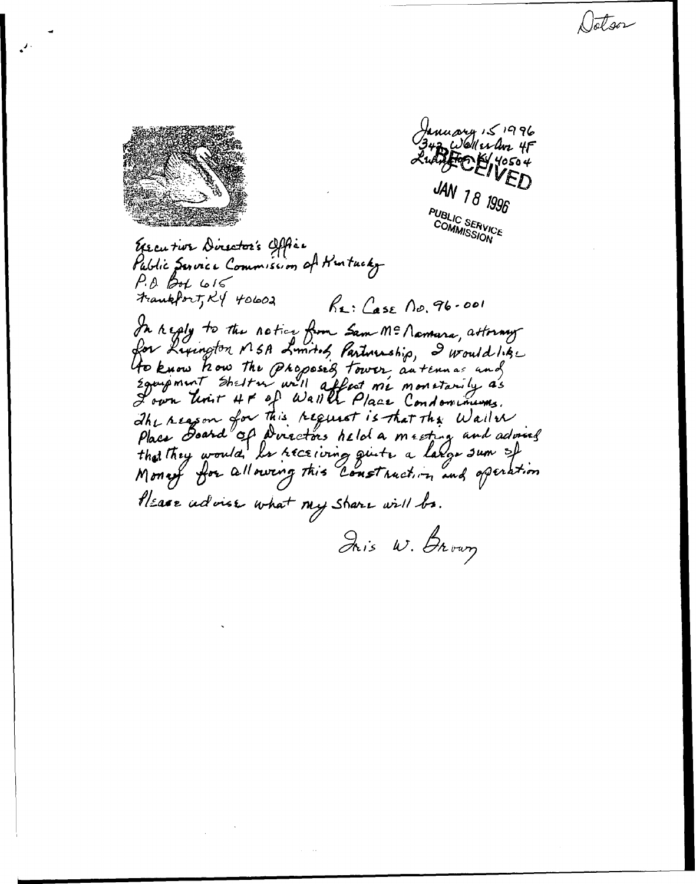Dotson

January 15 1996
342 Waller Ave 4F
Lexington KY 40504

RECEIVED

JAN 18 1996

PUBLIC SERVICE COMMISSION

Executive Director's Office
Public Service Commission of Kentucky
P.O. Box 615
Frankfort, KY 40602

Re: Case No. 96-001

In reply to the notice from Sam McNamara, attorney for Lexington MSA Limited Partnership, I would like to know how the proposed tower antennas and equipment shelter will affect me monetarily as I own Unit 4F of Waller Place Condominiums. The reason for this request is that the Waller Place Board of Directors held a meeting and advised that they would be receiving quite a large sum of money for allowing this construction and operation

Please advise what my share will be.

Iris W. Brown